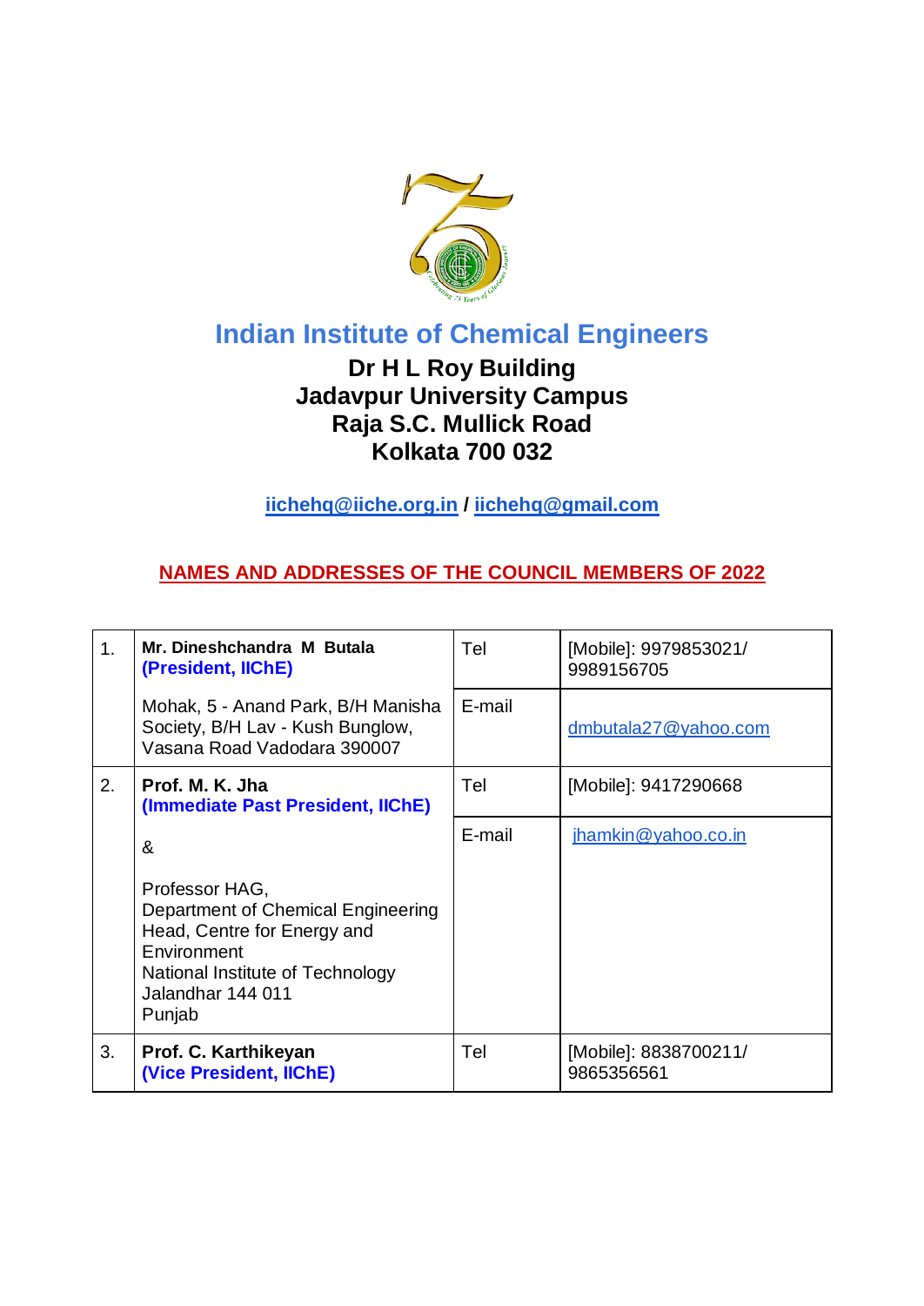# Indian Institute of Chemical Engineers

**Dr H L Roy Building**
**Jadavpur University Campus**
**Raja S.C. Mullick Road**
**Kolkata 700 032**

**iichehq@iiche.org.in / iichehq@gmail.com**

## NAMES AND ADDRESSES OF THE COUNCIL MEMBERS OF 2022

| | | | |
|---|---|---|---|
| 1. | **Mr. Dineshchandra M Butala** **(President, IIChE)** | Tel | [Mobile]: 9979853021/ 9989156705 |
| | Mohak, 5 - Anand Park, B/H Manisha Society, B/H Lav - Kush Bunglow, Vasana Road Vadodara 390007 | E-mail | dmbutala27@yahoo.com |
| 2. | **Prof. M. K. Jha** **(Immediate Past President, IIChE)** | Tel | [Mobile]: 9417290668 |
| | & Professor HAG, Department of Chemical Engineering Head, Centre for Energy and Environment National Institute of Technology Jalandhar 144 011 Punjab | E-mail | jhamkin@yahoo.co.in |
| 3. | **Prof. C. Karthikeyan** **(Vice President, IIChE)** | Tel | [Mobile]: 8838700211/ 9865356561 |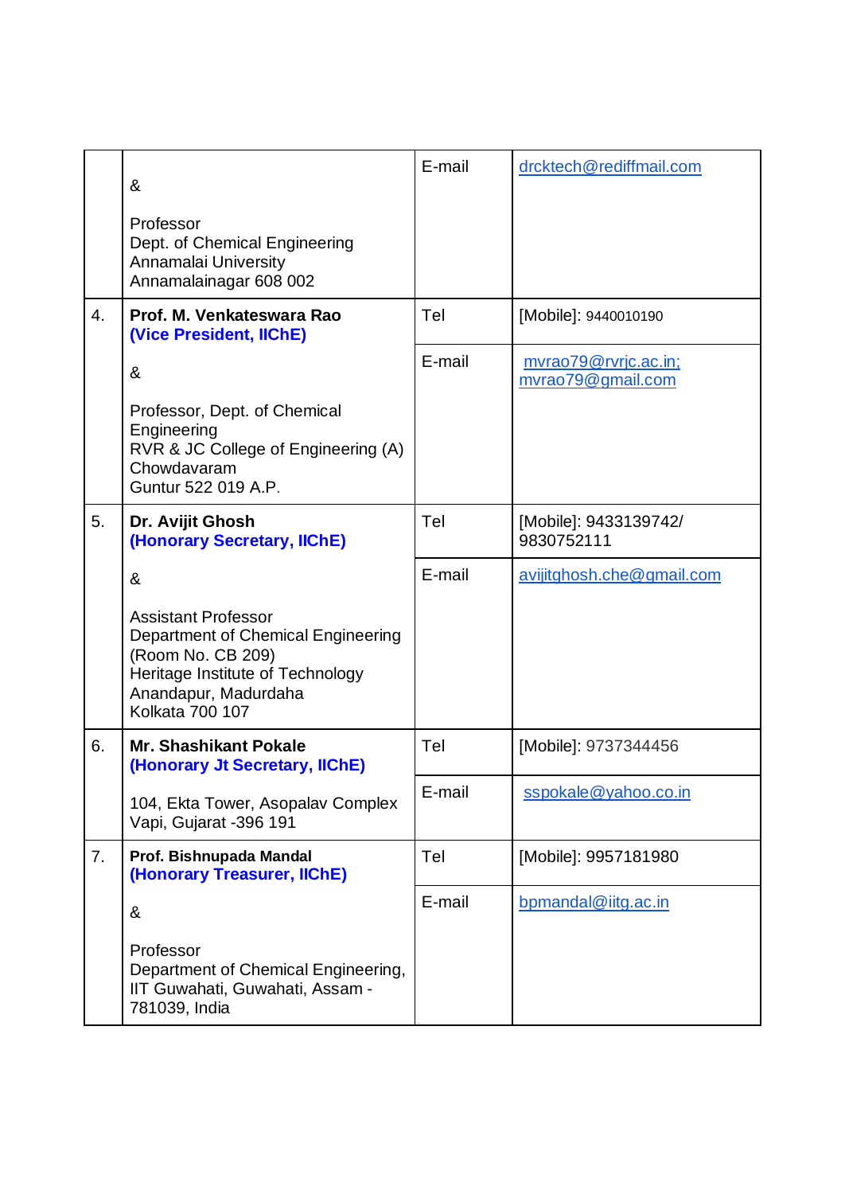| | | | |
|---|---|---|---|
| | &<br><br>Professor<br>Dept. of Chemical Engineering<br>Annamalai University<br>Annamalainagar 608 002 | E-mail | drcktech@rediffmail.com |
| 4. | **Prof. M. Venkateswara Rao**<br>**(Vice President, IIChE)**<br><br>&<br><br>Professor, Dept. of Chemical Engineering<br>RVR & JC College of Engineering (A)<br>Chowdavaram<br>Guntur 522 019 A.P. | Tel | [Mobile]: 9440010190 |
| | | E-mail | mvrao79@rvrjc.ac.in;<br>mvrao79@gmail.com |
| 5. | **Dr. Avijit Ghosh**<br>**(Honorary Secretary, IIChE)**<br><br>&<br><br>Assistant Professor<br>Department of Chemical Engineering<br>(Room No. CB 209)<br>Heritage Institute of Technology<br>Anandapur, Madurdaha<br>Kolkata 700 107 | Tel | [Mobile]: 9433139742/<br>9830752111 |
| | | E-mail | avijitghosh.che@gmail.com |
| 6. | **Mr. Shashikant Pokale**<br>**(Honorary Jt Secretary, IIChE)**<br><br>104, Ekta Tower, Asopalav Complex<br>Vapi, Gujarat -396 191 | Tel | [Mobile]: 9737344456 |
| | | E-mail | sspokale@yahoo.co.in |
| 7. | **Prof. Bishnupada Mandal**<br>**(Honorary Treasurer, IIChE)**<br><br>&<br><br>Professor<br>Department of Chemical Engineering,<br>IIT Guwahati, Guwahati, Assam - 781039, India | Tel | [Mobile]: 9957181980 |
| | | E-mail | bpmandal@iitg.ac.in |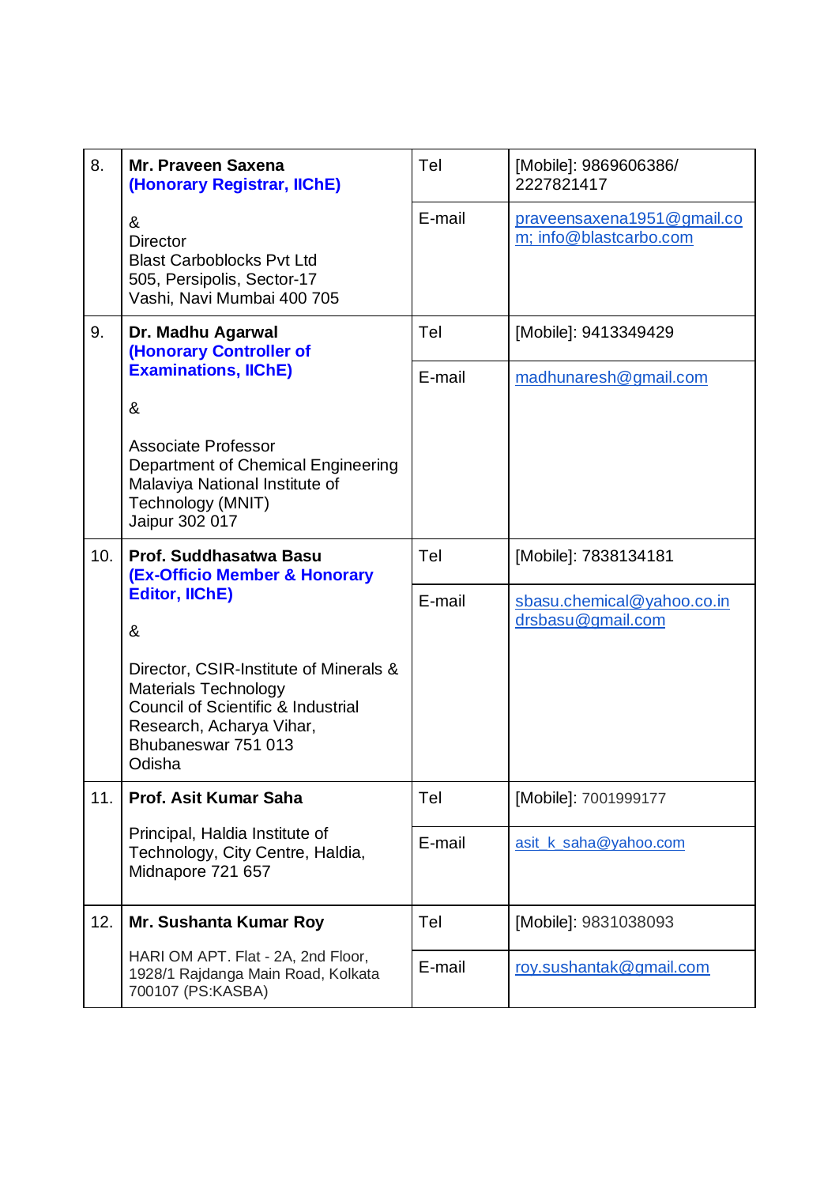| | | | |
|---|---|---|---|
| 8. | **Mr. Praveen Saxena** **(Honorary Registrar, IIChE)** & Director Blast Carboblocks Pvt Ltd 505, Persipolis, Sector-17 Vashi, Navi Mumbai 400 705 | Tel | [Mobile]: 9869606386/ 2227821417 |
| | | E-mail | praveensaxena1951@gmail.com; info@blastcarbo.com |
| 9. | **Dr. Madhu Agarwal** **(Honorary Controller of Examinations, IIChE)** & Associate Professor Department of Chemical Engineering Malaviya National Institute of Technology (MNIT) Jaipur 302 017 | Tel | [Mobile]: 9413349429 |
| | | E-mail | madhunaresh@gmail.com |
| 10. | **Prof. Suddhasatwa Basu** **(Ex-Officio Member & Honorary Editor, IIChE)** & Director, CSIR-Institute of Minerals & Materials Technology Council of Scientific & Industrial Research, Acharya Vihar, Bhubaneswar 751 013 Odisha | Tel | [Mobile]: 7838134181 |
| | | E-mail | sbasu.chemical@yahoo.co.in drsbasu@gmail.com |
| 11. | **Prof. Asit Kumar Saha** Principal, Haldia Institute of Technology, City Centre, Haldia, Midnapore 721 657 | Tel | [Mobile]: 7001999177 |
| | | E-mail | asit_k_saha@yahoo.com |
| 12. | **Mr. Sushanta Kumar Roy** HARI OM APT. Flat - 2A, 2nd Floor, 1928/1 Rajdanga Main Road, Kolkata 700107 (PS:KASBA) | Tel | [Mobile]: 9831038093 |
| | | E-mail | roy.sushantak@gmail.com |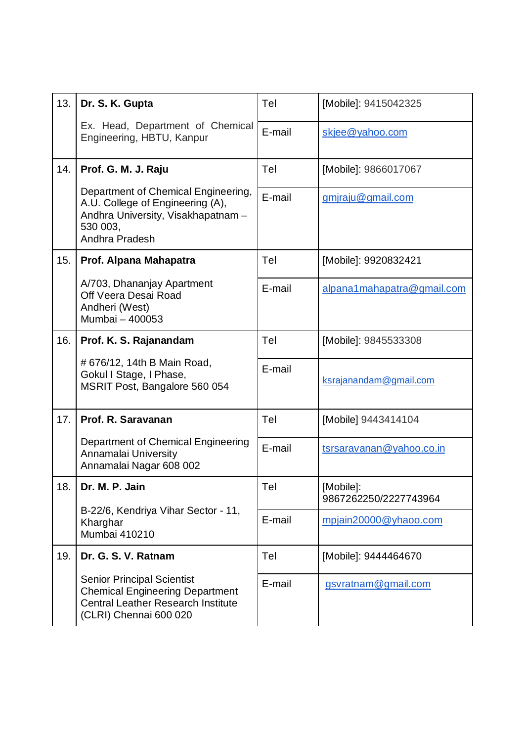| | | | |
|---|---|---|---|
| 13. | **Dr. S. K. Gupta**<br><br>Ex. Head, Department of Chemical Engineering, HBTU, Kanpur | Tel | [Mobile]: 9415042325 |
| | | E-mail | skjee@yahoo.com |
| 14. | **Prof. G. M. J. Raju**<br><br>Department of Chemical Engineering, A.U. College of Engineering (A), Andhra University, Visakhapatnam – 530 003, Andhra Pradesh | Tel | [Mobile]: 9866017067 |
| | | E-mail | gmjraju@gmail.com |
| 15. | **Prof. Alpana Mahapatra**<br><br>A/703, Dhananjay Apartment<br>Off Veera Desai Road<br>Andheri (West)<br>Mumbai – 400053 | Tel | [Mobile]: 9920832421 |
| | | E-mail | alpana1mahapatra@gmail.com |
| 16. | **Prof. K. S. Rajanandam**<br><br># 676/12, 14th B Main Road,<br>Gokul I Stage, I Phase,<br>MSRIT Post, Bangalore 560 054 | Tel | [Mobile]: 9845533308 |
| | | E-mail | ksrajanandam@gmail.com |
| 17. | **Prof. R. Saravanan**<br><br>Department of Chemical Engineering<br>Annamalai University<br>Annamalai Nagar 608 002 | Tel | [Mobile] 9443414104 |
| | | E-mail | tsrsaravanan@yahoo.co.in |
| 18. | **Dr. M. P. Jain**<br><br>B-22/6, Kendriya Vihar Sector - 11,<br>Kharghar<br>Mumbai 410210 | Tel | [Mobile]: 9867262250/2227743964 |
| | | E-mail | mpjain20000@yhaoo.com |
| 19. | **Dr. G. S. V. Ratnam**<br><br>Senior Principal Scientist<br>Chemical Engineering Department<br>Central Leather Research Institute<br>(CLRI) Chennai 600 020 | Tel | [Mobile]: 9444464670 |
| | | E-mail | gsvratnam@gmail.com |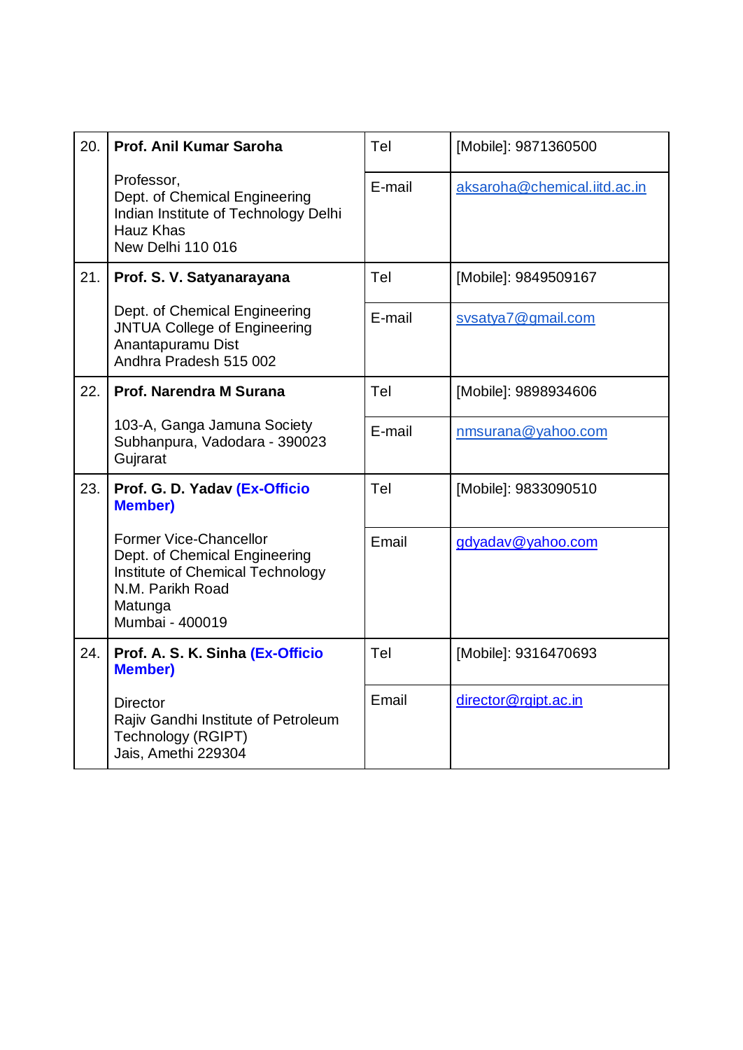| | | | |
|---|---|---|---|
| 20. | **Prof. Anil Kumar Saroha**<br><br>Professor,<br>Dept. of Chemical Engineering<br>Indian Institute of Technology Delhi<br>Hauz Khas<br>New Delhi 110 016 | Tel<br><br>E-mail | [Mobile]: 9871360500<br><br>aksaroha@chemical.iitd.ac.in |
| 21. | **Prof. S. V. Satyanarayana**<br><br>Dept. of Chemical Engineering<br>JNTUA College of Engineering<br>Anantapuramu Dist<br>Andhra Pradesh 515 002 | Tel<br><br>E-mail | [Mobile]: 9849509167<br><br>svsatya7@gmail.com |
| 22. | **Prof. Narendra M Surana**<br><br>103-A, Ganga Jamuna Society<br>Subhanpura, Vadodara - 390023<br>Gujrarat | Tel<br><br>E-mail | [Mobile]: 9898934606<br><br>nmsurana@yahoo.com |
| 23. | **Prof. G. D. Yadav (Ex-Officio Member)**<br><br>Former Vice-Chancellor<br>Dept. of Chemical Engineering<br>Institute of Chemical Technology<br>N.M. Parikh Road<br>Matunga<br>Mumbai - 400019 | Tel<br><br>Email | [Mobile]: 9833090510<br><br>gdyadav@yahoo.com |
| 24. | **Prof. A. S. K. Sinha (Ex-Officio Member)**<br><br>Director<br>Rajiv Gandhi Institute of Petroleum Technology (RGIPT)<br>Jais, Amethi 229304 | Tel<br><br>Email | [Mobile]: 9316470693<br><br>director@rgipt.ac.in |